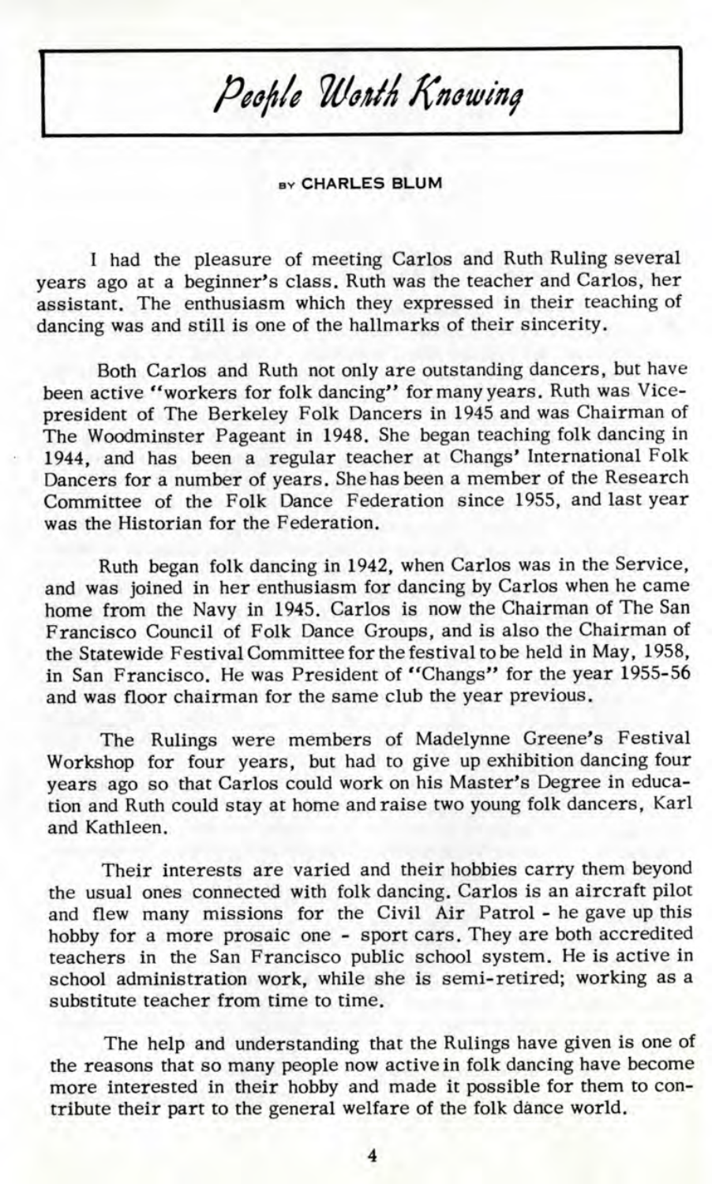# People Worth Knowing

BY CHARLES BLUM

I had the pleasure of meeting Carlos and Ruth Ruling several years ago at a beginner's class. Ruth was the teacher and Carlos, her assistant. The enthusiasm which they expressed in their teaching of dancing was and still is one of the hallmarks of their sincerity.

Both Carlos and Ruth not only are outstanding dancers, but have been active "workers for folk dancing" for many years. Ruth was Vice-president of The Berkeley Folk Dancers in 1945 and was Chairman of The Woodminster Pageant in 1948. She began teaching folk dancing in 1944, and has been a regular teacher at Changs' International Folk Dancers for a number of years. She has been a member of the Research Committee of the Folk Dance Federation since 1955, and last year was the Historian for the Federation.

Ruth began folk dancing in 1942, when Carlos was in the Service, and was joined in her enthusiasm for dancing by Carlos when he came home from the Navy in 1945. Carlos is now the Chairman of The San Francisco Council of Folk Dance Groups, and is also the Chairman of the Statewide Festival Committee for the festival to be held in May, 1958, in San Francisco. He was President of "Changs" for the year 1955-56 and was floor chairman for the same club the year previous.

The Rulings were members of Madelynne Greene's Festival Workshop for four years, but had to give up exhibition dancing four years ago so that Carlos could work on his Master's Degree in education and Ruth could stay at home and raise two young folk dancers, Karl and Kathleen.

Their interests are varied and their hobbies carry them beyond the usual ones connected with folk dancing. Carlos is an aircraft pilot and flew many missions for the Civil Air Patrol - he gave up this hobby for a more prosaic one - sport cars. They are both accredited teachers in the San Francisco public school system. He is active in school administration work, while she is semi-retired; working as a substitute teacher from time to time.

The help and understanding that the Rulings have given is one of the reasons that so many people now active in folk dancing have become more interested in their hobby and made it possible for them to contribute their part to the general welfare of the folk dance world.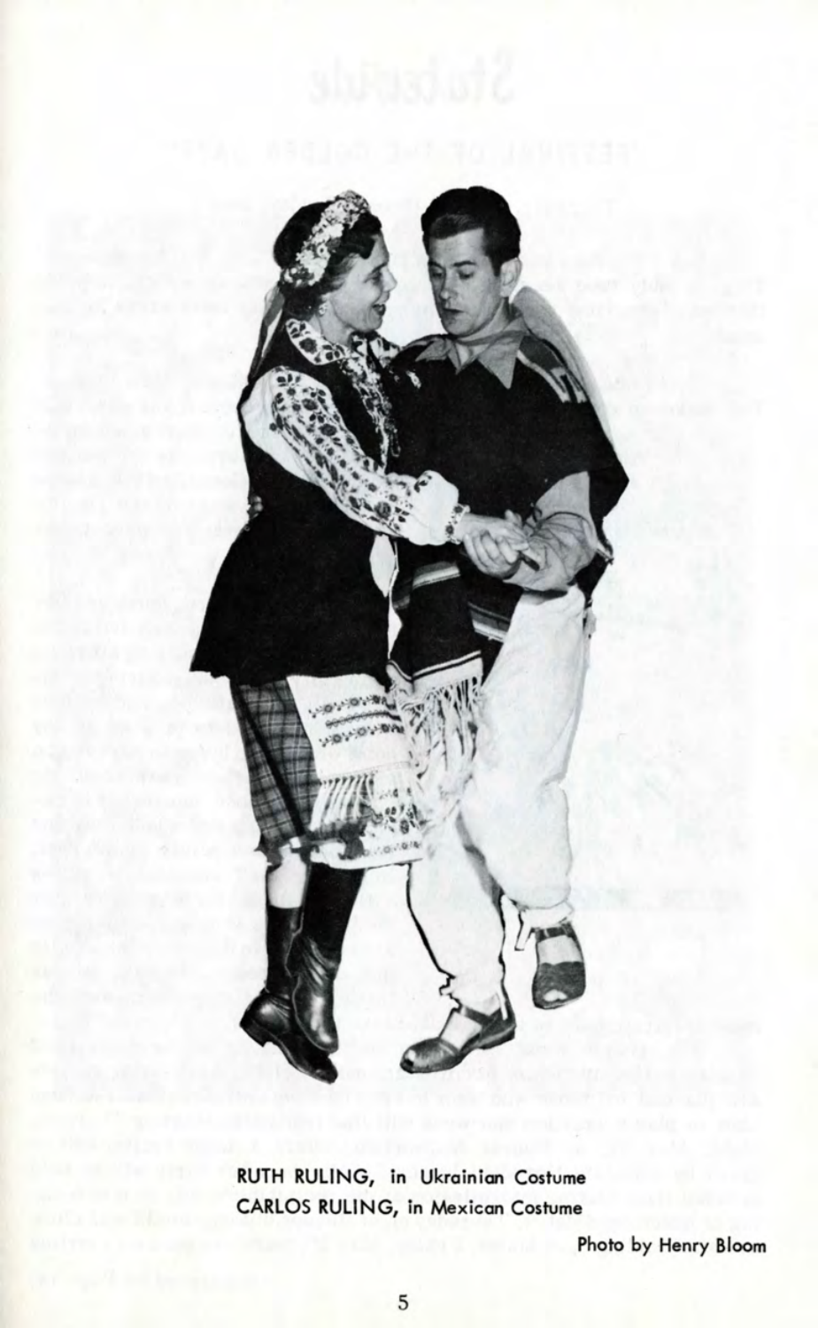**RUTH RULING, in Ukrainian Costume**
**CARLOS RULING, in Mexican Costume**

**Photo by Henry Bloom**